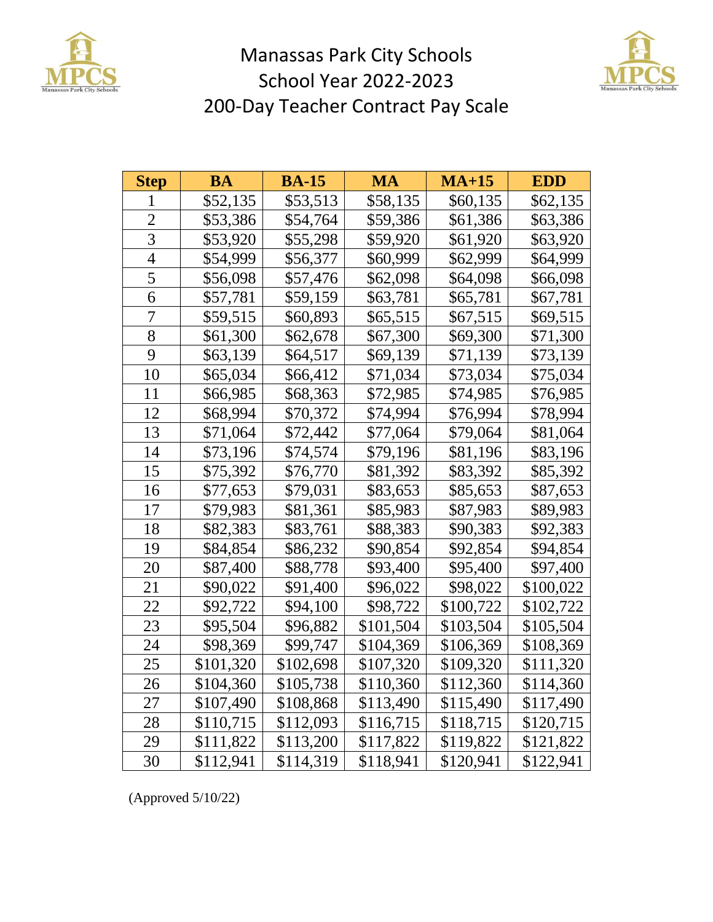# Manassas Park City Schools
## School Year 2022-2023
## 200-Day Teacher Contract Pay Scale

| Step | BA | BA-15 | MA | MA+15 | EDD |
|---|---|---|---|---|---|
| 1 | $52,135 | $53,513 | $58,135 | $60,135 | $62,135 |
| 2 | $53,386 | $54,764 | $59,386 | $61,386 | $63,386 |
| 3 | $53,920 | $55,298 | $59,920 | $61,920 | $63,920 |
| 4 | $54,999 | $56,377 | $60,999 | $62,999 | $64,999 |
| 5 | $56,098 | $57,476 | $62,098 | $64,098 | $66,098 |
| 6 | $57,781 | $59,159 | $63,781 | $65,781 | $67,781 |
| 7 | $59,515 | $60,893 | $65,515 | $67,515 | $69,515 |
| 8 | $61,300 | $62,678 | $67,300 | $69,300 | $71,300 |
| 9 | $63,139 | $64,517 | $69,139 | $71,139 | $73,139 |
| 10 | $65,034 | $66,412 | $71,034 | $73,034 | $75,034 |
| 11 | $66,985 | $68,363 | $72,985 | $74,985 | $76,985 |
| 12 | $68,994 | $70,372 | $74,994 | $76,994 | $78,994 |
| 13 | $71,064 | $72,442 | $77,064 | $79,064 | $81,064 |
| 14 | $73,196 | $74,574 | $79,196 | $81,196 | $83,196 |
| 15 | $75,392 | $76,770 | $81,392 | $83,392 | $85,392 |
| 16 | $77,653 | $79,031 | $83,653 | $85,653 | $87,653 |
| 17 | $79,983 | $81,361 | $85,983 | $87,983 | $89,983 |
| 18 | $82,383 | $83,761 | $88,383 | $90,383 | $92,383 |
| 19 | $84,854 | $86,232 | $90,854 | $92,854 | $94,854 |
| 20 | $87,400 | $88,778 | $93,400 | $95,400 | $97,400 |
| 21 | $90,022 | $91,400 | $96,022 | $98,022 | $100,022 |
| 22 | $92,722 | $94,100 | $98,722 | $100,722 | $102,722 |
| 23 | $95,504 | $96,882 | $101,504 | $103,504 | $105,504 |
| 24 | $98,369 | $99,747 | $104,369 | $106,369 | $108,369 |
| 25 | $101,320 | $102,698 | $107,320 | $109,320 | $111,320 |
| 26 | $104,360 | $105,738 | $110,360 | $112,360 | $114,360 |
| 27 | $107,490 | $108,868 | $113,490 | $115,490 | $117,490 |
| 28 | $110,715 | $112,093 | $116,715 | $118,715 | $120,715 |
| 29 | $111,822 | $113,200 | $117,822 | $119,822 | $121,822 |
| 30 | $112,941 | $114,319 | $118,941 | $120,941 | $122,941 |

(Approved 5/10/22)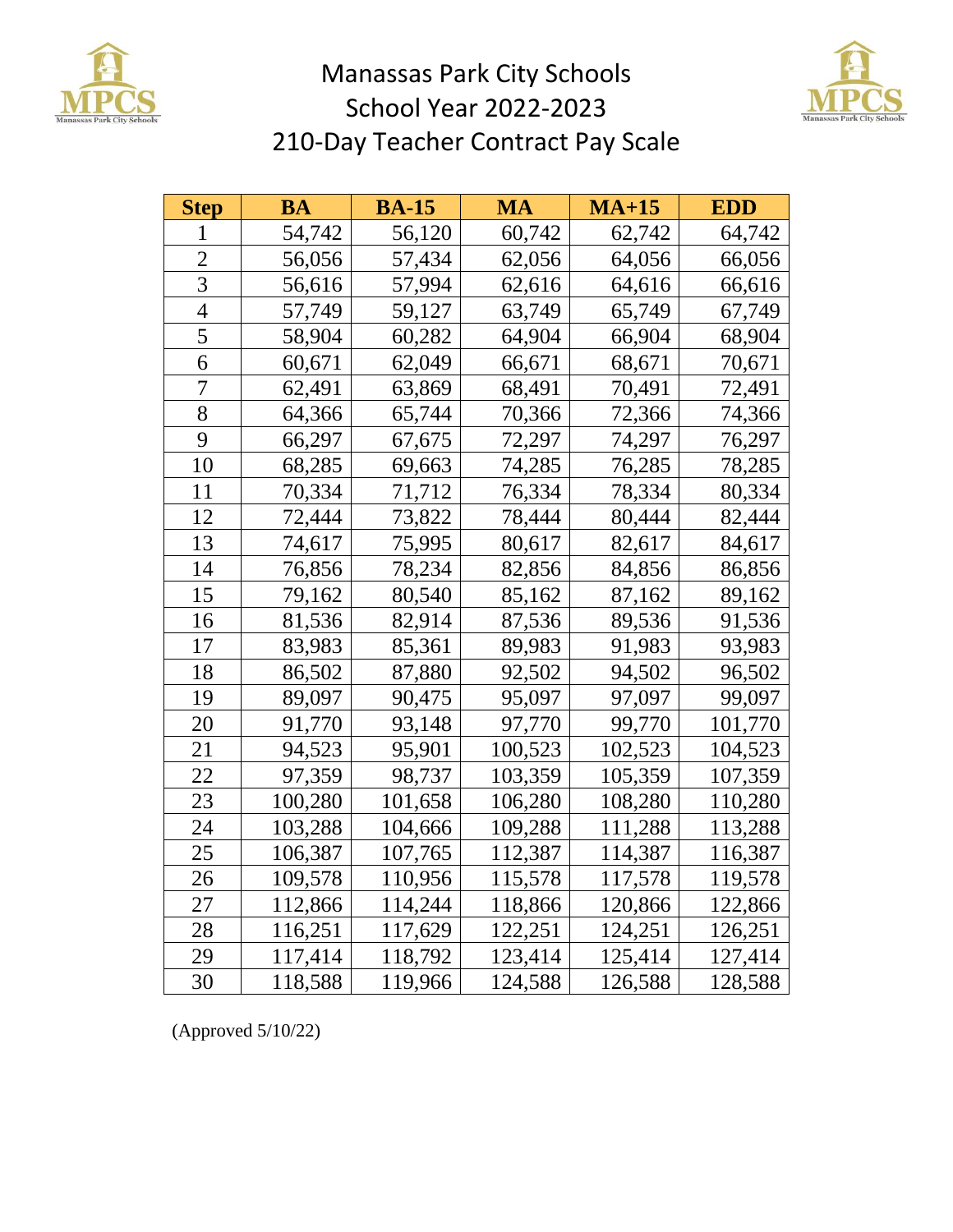# Manassas Park City Schools
## School Year 2022-2023
## 210-Day Teacher Contract Pay Scale

| Step | BA | BA-15 | MA | MA+15 | EDD |
|---|---|---|---|---|---|
| 1 | 54,742 | 56,120 | 60,742 | 62,742 | 64,742 |
| 2 | 56,056 | 57,434 | 62,056 | 64,056 | 66,056 |
| 3 | 56,616 | 57,994 | 62,616 | 64,616 | 66,616 |
| 4 | 57,749 | 59,127 | 63,749 | 65,749 | 67,749 |
| 5 | 58,904 | 60,282 | 64,904 | 66,904 | 68,904 |
| 6 | 60,671 | 62,049 | 66,671 | 68,671 | 70,671 |
| 7 | 62,491 | 63,869 | 68,491 | 70,491 | 72,491 |
| 8 | 64,366 | 65,744 | 70,366 | 72,366 | 74,366 |
| 9 | 66,297 | 67,675 | 72,297 | 74,297 | 76,297 |
| 10 | 68,285 | 69,663 | 74,285 | 76,285 | 78,285 |
| 11 | 70,334 | 71,712 | 76,334 | 78,334 | 80,334 |
| 12 | 72,444 | 73,822 | 78,444 | 80,444 | 82,444 |
| 13 | 74,617 | 75,995 | 80,617 | 82,617 | 84,617 |
| 14 | 76,856 | 78,234 | 82,856 | 84,856 | 86,856 |
| 15 | 79,162 | 80,540 | 85,162 | 87,162 | 89,162 |
| 16 | 81,536 | 82,914 | 87,536 | 89,536 | 91,536 |
| 17 | 83,983 | 85,361 | 89,983 | 91,983 | 93,983 |
| 18 | 86,502 | 87,880 | 92,502 | 94,502 | 96,502 |
| 19 | 89,097 | 90,475 | 95,097 | 97,097 | 99,097 |
| 20 | 91,770 | 93,148 | 97,770 | 99,770 | 101,770 |
| 21 | 94,523 | 95,901 | 100,523 | 102,523 | 104,523 |
| 22 | 97,359 | 98,737 | 103,359 | 105,359 | 107,359 |
| 23 | 100,280 | 101,658 | 106,280 | 108,280 | 110,280 |
| 24 | 103,288 | 104,666 | 109,288 | 111,288 | 113,288 |
| 25 | 106,387 | 107,765 | 112,387 | 114,387 | 116,387 |
| 26 | 109,578 | 110,956 | 115,578 | 117,578 | 119,578 |
| 27 | 112,866 | 114,244 | 118,866 | 120,866 | 122,866 |
| 28 | 116,251 | 117,629 | 122,251 | 124,251 | 126,251 |
| 29 | 117,414 | 118,792 | 123,414 | 125,414 | 127,414 |
| 30 | 118,588 | 119,966 | 124,588 | 126,588 | 128,588 |

(Approved 5/10/22)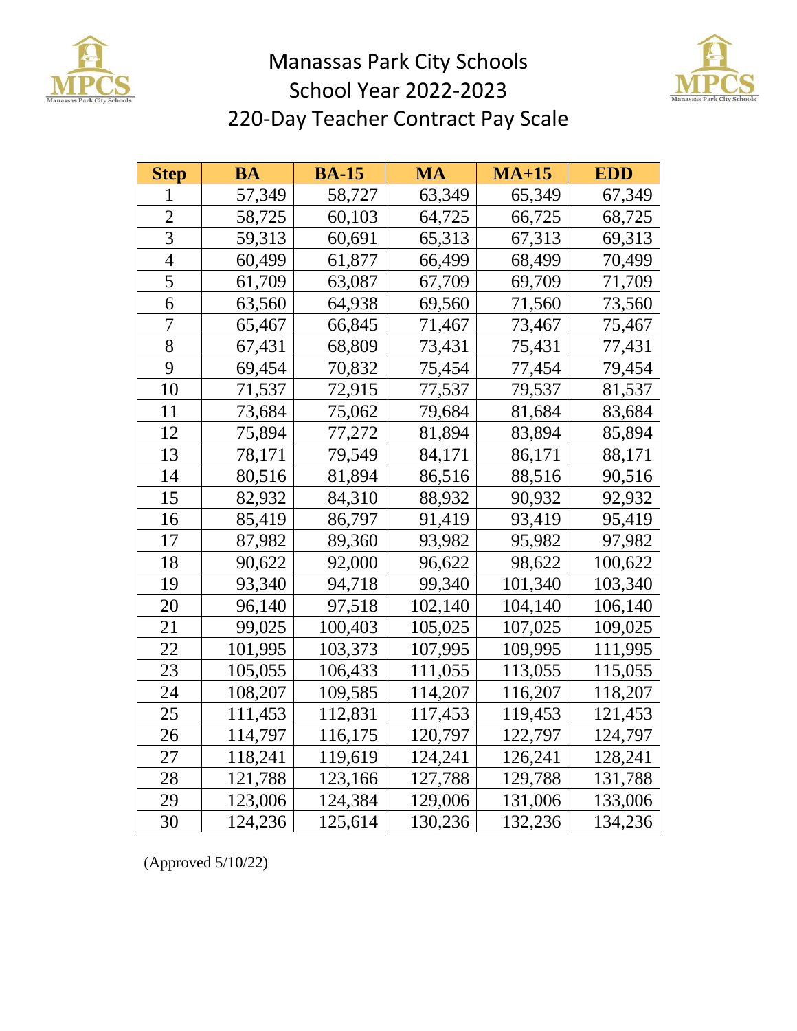# Manassas Park City Schools
## School Year 2022-2023
## 220-Day Teacher Contract Pay Scale

| Step | BA | BA-15 | MA | MA+15 | EDD |
|---|---|---|---|---|---|
| 1 | 57,349 | 58,727 | 63,349 | 65,349 | 67,349 |
| 2 | 58,725 | 60,103 | 64,725 | 66,725 | 68,725 |
| 3 | 59,313 | 60,691 | 65,313 | 67,313 | 69,313 |
| 4 | 60,499 | 61,877 | 66,499 | 68,499 | 70,499 |
| 5 | 61,709 | 63,087 | 67,709 | 69,709 | 71,709 |
| 6 | 63,560 | 64,938 | 69,560 | 71,560 | 73,560 |
| 7 | 65,467 | 66,845 | 71,467 | 73,467 | 75,467 |
| 8 | 67,431 | 68,809 | 73,431 | 75,431 | 77,431 |
| 9 | 69,454 | 70,832 | 75,454 | 77,454 | 79,454 |
| 10 | 71,537 | 72,915 | 77,537 | 79,537 | 81,537 |
| 11 | 73,684 | 75,062 | 79,684 | 81,684 | 83,684 |
| 12 | 75,894 | 77,272 | 81,894 | 83,894 | 85,894 |
| 13 | 78,171 | 79,549 | 84,171 | 86,171 | 88,171 |
| 14 | 80,516 | 81,894 | 86,516 | 88,516 | 90,516 |
| 15 | 82,932 | 84,310 | 88,932 | 90,932 | 92,932 |
| 16 | 85,419 | 86,797 | 91,419 | 93,419 | 95,419 |
| 17 | 87,982 | 89,360 | 93,982 | 95,982 | 97,982 |
| 18 | 90,622 | 92,000 | 96,622 | 98,622 | 100,622 |
| 19 | 93,340 | 94,718 | 99,340 | 101,340 | 103,340 |
| 20 | 96,140 | 97,518 | 102,140 | 104,140 | 106,140 |
| 21 | 99,025 | 100,403 | 105,025 | 107,025 | 109,025 |
| 22 | 101,995 | 103,373 | 107,995 | 109,995 | 111,995 |
| 23 | 105,055 | 106,433 | 111,055 | 113,055 | 115,055 |
| 24 | 108,207 | 109,585 | 114,207 | 116,207 | 118,207 |
| 25 | 111,453 | 112,831 | 117,453 | 119,453 | 121,453 |
| 26 | 114,797 | 116,175 | 120,797 | 122,797 | 124,797 |
| 27 | 118,241 | 119,619 | 124,241 | 126,241 | 128,241 |
| 28 | 121,788 | 123,166 | 127,788 | 129,788 | 131,788 |
| 29 | 123,006 | 124,384 | 129,006 | 131,006 | 133,006 |
| 30 | 124,236 | 125,614 | 130,236 | 132,236 | 134,236 |

(Approved 5/10/22)